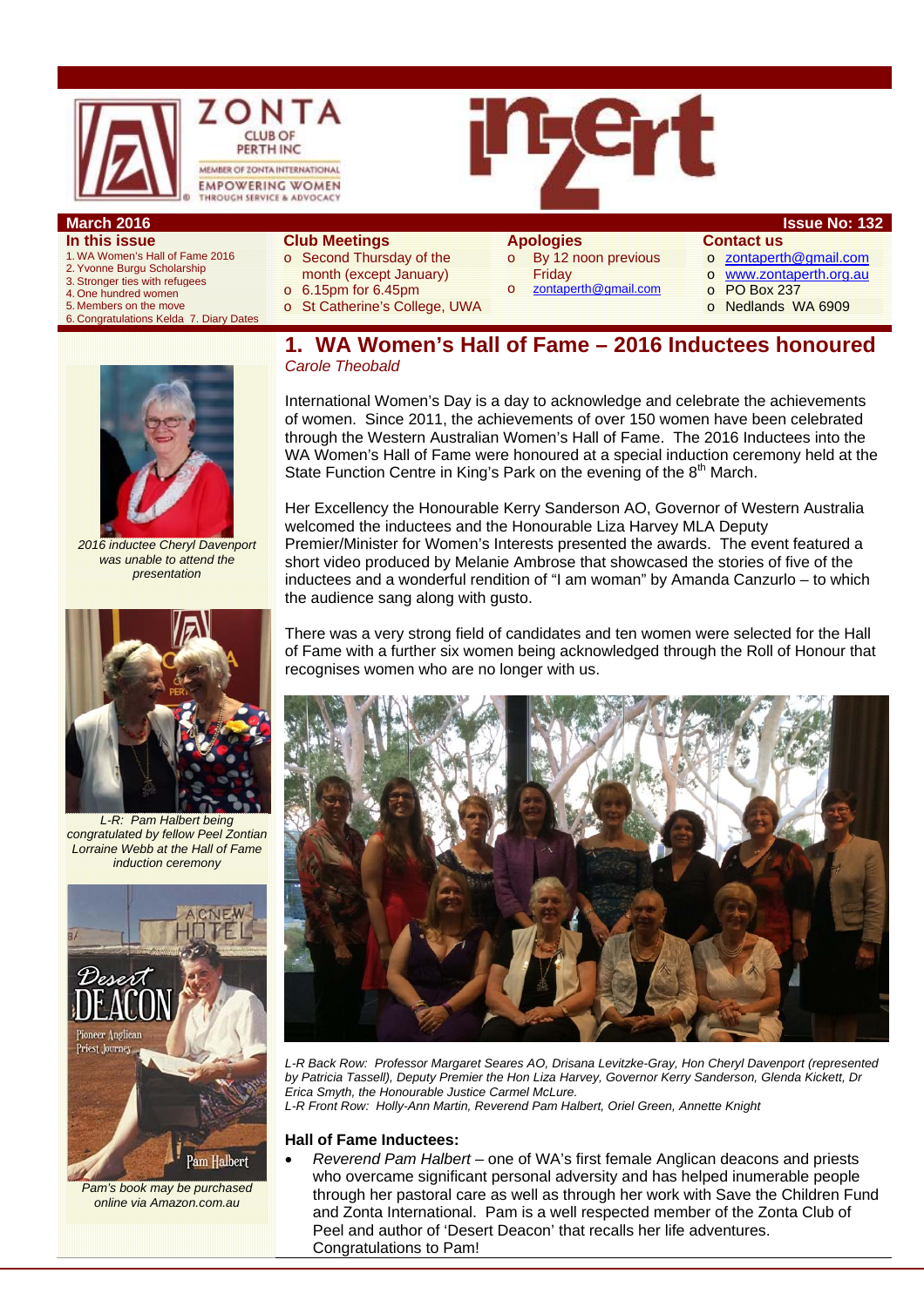ZONTA CLUB OF PERTH INC

MEMBER OF ZONTA INTERNATIONAL

EMPOWERING WOMEN THROUGH SERVICE & ADVOCACY

inZert

**March 2016** **Issue No: 132**

**In this issue**

1. WA Women's Hall of Fame 2016
2. Yvonne Burgu Scholarship
3. Stronger ties with refugees
4. One hundred women
5. Members on the move
6. Congratulations Kelda 7. Diary Dates

**Club Meetings**

- Second Thursday of the month (except January)
- 6.15pm for 6.45pm
- St Catherine's College, UWA

**Apologies**

- By 12 noon previous Friday
- zontaperth@gmail.com

**Contact us**

- zontaperth@gmail.com
- www.zontaperth.org.au
- PO Box 237
- Nedlands WA 6909

# 1. WA Women's Hall of Fame – 2016 Inductees honoured

*Carole Theobald*

International Women's Day is a day to acknowledge and celebrate the achievements of women. Since 2011, the achievements of over 150 women have been celebrated through the Western Australian Women's Hall of Fame. The 2016 Inductees into the WA Women's Hall of Fame were honoured at a special induction ceremony held at the State Function Centre in King's Park on the evening of the 8th March.

Her Excellency the Honourable Kerry Sanderson AO, Governor of Western Australia welcomed the inductees and the Honourable Liza Harvey MLA Deputy Premier/Minister for Women's Interests presented the awards. The event featured a short video produced by Melanie Ambrose that showcased the stories of five of the inductees and a wonderful rendition of "I am woman" by Amanda Canzurlo – to which the audience sang along with gusto.

There was a very strong field of candidates and ten women were selected for the Hall of Fame with a further six women being acknowledged through the Roll of Honour that recognises women who are no longer with us.

*2016 inductee Cheryl Davenport was unable to attend the presentation*

*L-R: Pam Halbert being congratulated by fellow Peel Zontian Lorraine Webb at the Hall of Fame induction ceremony*

*Pam's book may be purchased online via Amazon.com.au*

*L-R Back Row: Professor Margaret Seares AO, Drisana Levitzke-Gray, Hon Cheryl Davenport (represented by Patricia Tassell), Deputy Premier the Hon Liza Harvey, Governor Kerry Sanderson, Glenda Kickett, Dr Erica Smyth, the Honourable Justice Carmel McLure.*
*L-R Front Row: Holly-Ann Martin, Reverend Pam Halbert, Oriel Green, Annette Knight*

**Hall of Fame Inductees:**

- *Reverend Pam Halbert* – one of WA's first female Anglican deacons and priests who overcame significant personal adversity and has helped innumerable people through her pastoral care as well as through her work with Save the Children Fund and Zonta International. Pam is a well respected member of the Zonta Club of Peel and author of 'Desert Deacon' that recalls her life adventures. Congratulations to Pam!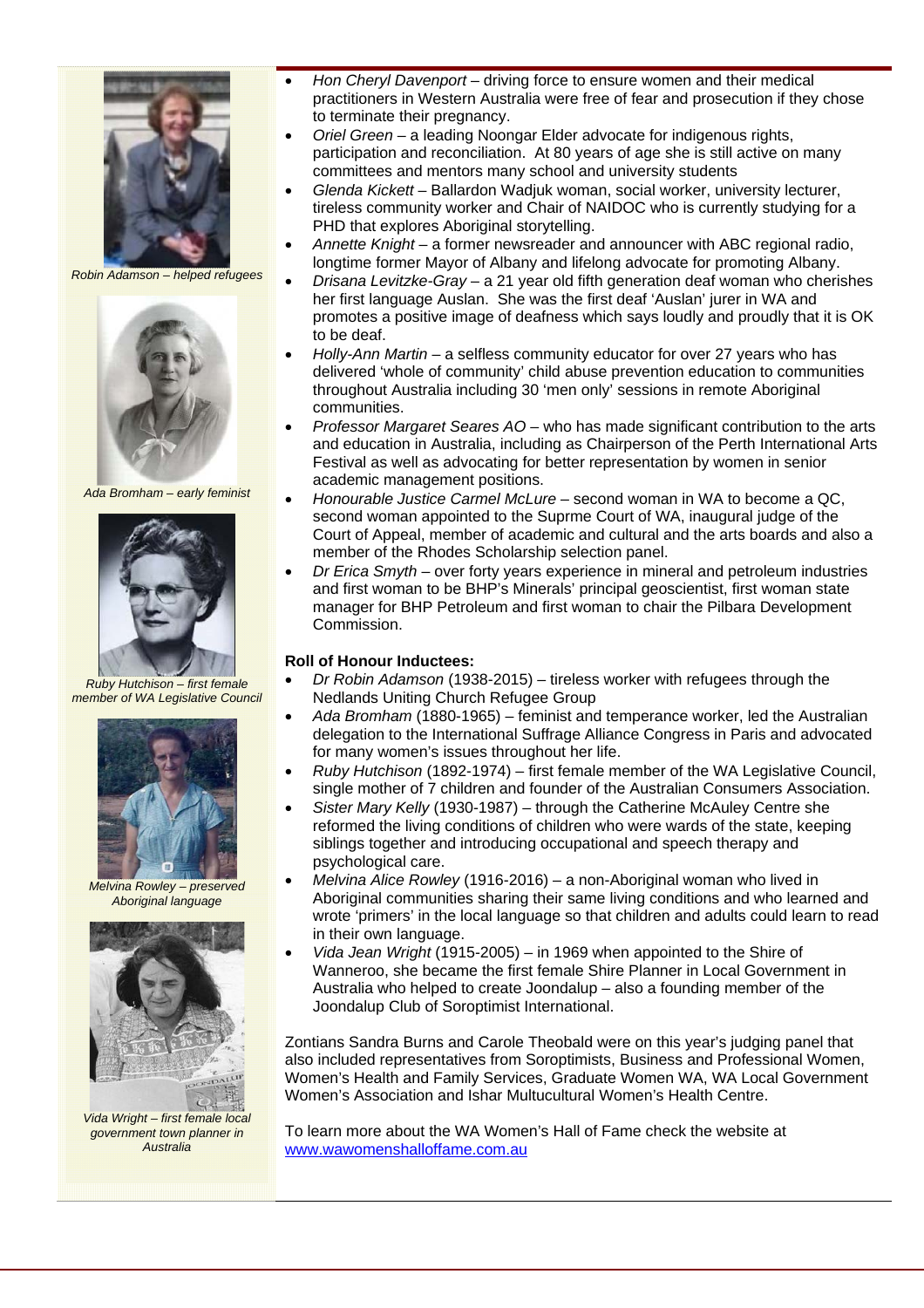- *Hon Cheryl Davenport* – driving force to ensure women and their medical practitioners in Western Australia were free of fear and prosecution if they chose to terminate their pregnancy.
- *Oriel Green* – a leading Noongar Elder advocate for indigenous rights, participation and reconciliation. At 80 years of age she is still active on many committees and mentors many school and university students
- *Glenda Kickett* – Ballardon Wadjuk woman, social worker, university lecturer, tireless community worker and Chair of NAIDOC who is currently studying for a PHD that explores Aboriginal storytelling.
- *Annette Knight* – a former newsreader and announcer with ABC regional radio, longtime former Mayor of Albany and lifelong advocate for promoting Albany.
- *Drisana Levitzke-Gray* – a 21 year old fifth generation deaf woman who cherishes her first language Auslan. She was the first deaf 'Auslan' jurer in WA and promotes a positive image of deafness which says loudly and proudly that it is OK to be deaf.
- *Holly-Ann Martin* – a selfless community educator for over 27 years who has delivered 'whole of community' child abuse prevention education to communities throughout Australia including 30 'men only' sessions in remote Aboriginal communities.
- *Professor Margaret Seares AO* – who has made significant contribution to the arts and education in Australia, including as Chairperson of the Perth International Arts Festival as well as advocating for better representation by women in senior academic management positions.
- *Honourable Justice Carmel McLure* – second woman in WA to become a QC, second woman appointed to the Suprme Court of WA, inaugural judge of the Court of Appeal, member of academic and cultural and the arts boards and also a member of the Rhodes Scholarship selection panel.
- *Dr Erica Smyth* – over forty years experience in mineral and petroleum industries and first woman to be BHP's Minerals' principal geoscientist, first woman state manager for BHP Petroleum and first woman to chair the Pilbara Development Commission.

**Roll of Honour Inductees:**

- *Dr Robin Adamson* (1938-2015) – tireless worker with refugees through the Nedlands Uniting Church Refugee Group
- *Ada Bromham* (1880-1965) – feminist and temperance worker, led the Australian delegation to the International Suffrage Alliance Congress in Paris and advocated for many women's issues throughout her life.
- *Ruby Hutchison* (1892-1974) – first female member of the WA Legislative Council, single mother of 7 children and founder of the Australian Consumers Association.
- *Sister Mary Kelly* (1930-1987) – through the Catherine McAuley Centre she reformed the living conditions of children who were wards of the state, keeping siblings together and introducing occupational and speech therapy and psychological care.
- *Melvina Alice Rowley* (1916-2016) – a non-Aboriginal woman who lived in Aboriginal communities sharing their same living conditions and who learned and wrote 'primers' in the local language so that children and adults could learn to read in their own language.
- *Vida Jean Wright* (1915-2005) – in 1969 when appointed to the Shire of Wanneroo, she became the first female Shire Planner in Local Government in Australia who helped to create Joondalup – also a founding member of the Joondalup Club of Soroptimist International.

Zontians Sandra Burns and Carole Theobald were on this year's judging panel that also included representatives from Soroptimists, Business and Professional Women, Women's Health and Family Services, Graduate Women WA, WA Local Government Women's Association and Ishar Multucultural Women's Health Centre.

To learn more about the WA Women's Hall of Fame check the website at [www.wawomenshalloffame.com.au](http://www.wawomenshalloffame.com.au)

*Robin Adamson – helped refugees*

*Ada Bromham – early feminist*

*Ruby Hutchison – first female member of WA Legislative Council*

*Melvina Rowley – preserved Aboriginal language*

*Vida Wright – first female local government town planner in Australia*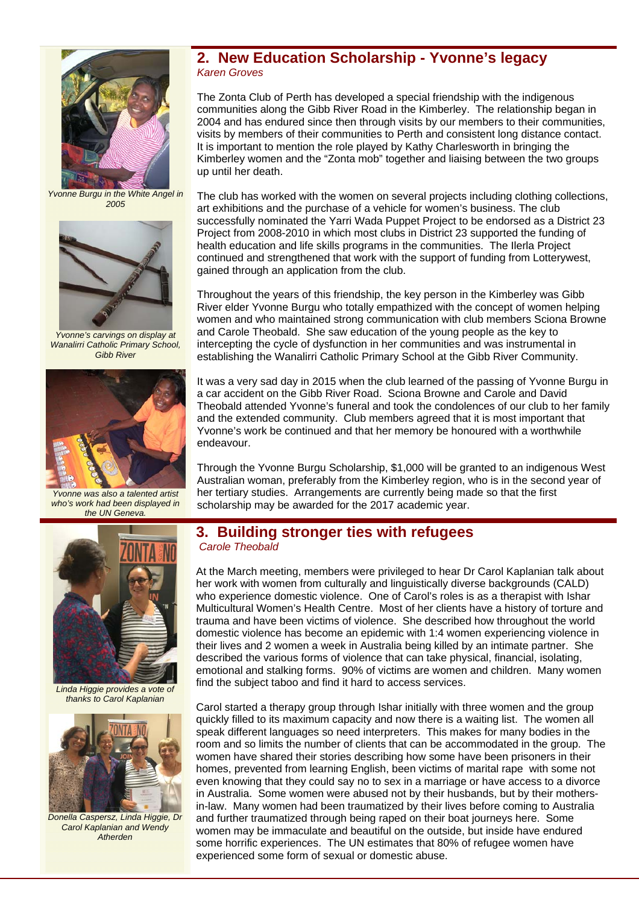## 2. New Education Scholarship - Yvonne's legacy

*Karen Groves*

The Zonta Club of Perth has developed a special friendship with the indigenous communities along the Gibb River Road in the Kimberley. The relationship began in 2004 and has endured since then through visits by our members to their communities, visits by members of their communities to Perth and consistent long distance contact. It is important to mention the role played by Kathy Charlesworth in bringing the Kimberley women and the "Zonta mob" together and liaising between the two groups up until her death.

The club has worked with the women on several projects including clothing collections, art exhibitions and the purchase of a vehicle for women's business. The club successfully nominated the Yarri Wada Puppet Project to be endorsed as a District 23 Project from 2008-2010 in which most clubs in District 23 supported the funding of health education and life skills programs in the communities. The Ilerla Project continued and strengthened that work with the support of funding from Lotterywest, gained through an application from the club.

Throughout the years of this friendship, the key person in the Kimberley was Gibb River elder Yvonne Burgu who totally empathized with the concept of women helping women and who maintained strong communication with club members Sciona Browne and Carole Theobald. She saw education of the young people as the key to intercepting the cycle of dysfunction in her communities and was instrumental in establishing the Wanalirri Catholic Primary School at the Gibb River Community.

It was a very sad day in 2015 when the club learned of the passing of Yvonne Burgu in a car accident on the Gibb River Road. Sciona Browne and Carole and David Theobald attended Yvonne's funeral and took the condolences of our club to her family and the extended community. Club members agreed that it is most important that Yvonne's work be continued and that her memory be honoured with a worthwhile endeavour.

Through the Yvonne Burgu Scholarship, $1,000 will be granted to an indigenous West Australian woman, preferably from the Kimberley region, who is in the second year of her tertiary studies. Arrangements are currently being made so that the first scholarship may be awarded for the 2017 academic year.

*Yvonne Burgu in the White Angel in 2005*

*Yvonne's carvings on display at Wanalirri Catholic Primary School, Gibb River*

*Yvonne was also a talented artist who's work had been displayed in the UN Geneva.*

## 3. Building stronger ties with refugees

*Carole Theobald*

At the March meeting, members were privileged to hear Dr Carol Kaplanian talk about her work with women from culturally and linguistically diverse backgrounds (CALD) who experience domestic violence. One of Carol's roles is as a therapist with Ishar Multicultural Women's Health Centre. Most of her clients have a history of torture and trauma and have been victims of violence. She described how throughout the world domestic violence has become an epidemic with 1:4 women experiencing violence in their lives and 2 women a week in Australia being killed by an intimate partner. She described the various forms of violence that can take physical, financial, isolating, emotional and stalking forms. 90% of victims are women and children. Many women find the subject taboo and find it hard to access services.

Carol started a therapy group through Ishar initially with three women and the group quickly filled to its maximum capacity and now there is a waiting list. The women all speak different languages so need interpreters. This makes for many bodies in the room and so limits the number of clients that can be accommodated in the group. The women have shared their stories describing how some have been prisoners in their homes, prevented from learning English, been victims of marital rape with some not even knowing that they could say no to sex in a marriage or have access to a divorce in Australia. Some women were abused not by their husbands, but by their mothers-in-law. Many women had been traumatized by their lives before coming to Australia and further traumatized through being raped on their boat journeys here. Some women may be immaculate and beautiful on the outside, but inside have endured some horrific experiences. The UN estimates that 80% of refugee women have experienced some form of sexual or domestic abuse.

*Linda Higgie provides a vote of thanks to Carol Kaplanian*

*Donella Caspersz, Linda Higgie, Dr Carol Kaplanian and Wendy Atherden*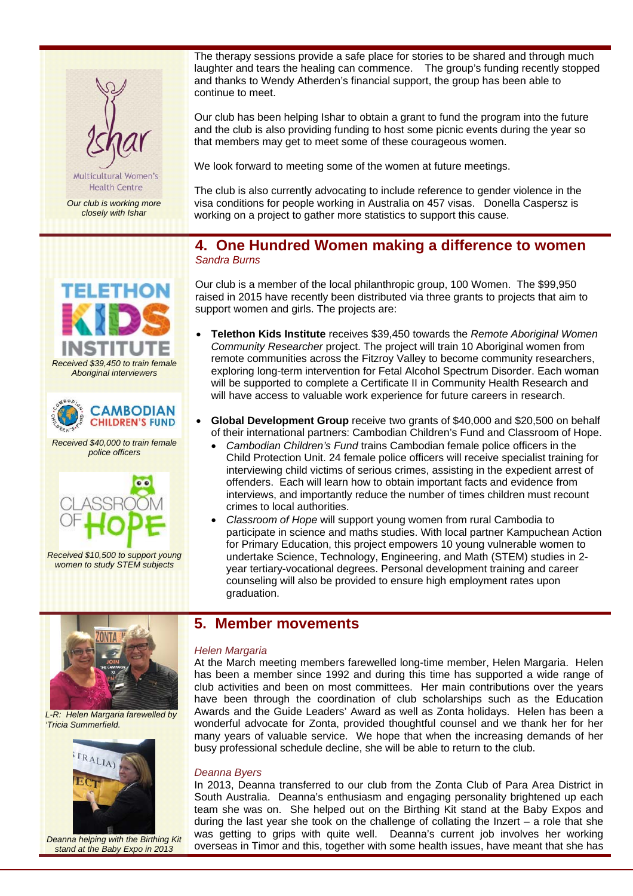Our club is working more closely with Ishar

The therapy sessions provide a safe place for stories to be shared and through much laughter and tears the healing can commence. The group's funding recently stopped and thanks to Wendy Atherden's financial support, the group has been able to continue to meet.

Our club has been helping Ishar to obtain a grant to fund the program into the future and the club is also providing funding to host some picnic events during the year so that members may get to meet some of these courageous women.

We look forward to meeting some of the women at future meetings.

The club is also currently advocating to include reference to gender violence in the visa conditions for people working in Australia on 457 visas. Donella Caspersz is working on a project to gather more statistics to support this cause.

## 4. One Hundred Women making a difference to women

*Sandra Burns*

Our club is a member of the local philanthropic group, 100 Women. The $99,950 raised in 2015 have recently been distributed via three grants to projects that aim to support women and girls. The projects are:

- **Telethon Kids Institute** receives $39,450 towards the *Remote Aboriginal Women Community Researcher* project. The project will train 10 Aboriginal women from remote communities across the Fitzroy Valley to become community researchers, exploring long-term intervention for Fetal Alcohol Spectrum Disorder. Each woman will be supported to complete a Certificate II in Community Health Research and will have access to valuable work experience for future careers in research.

- **Global Development Group** receive two grants of $40,000 and $20,500 on behalf of their international partners: Cambodian Children's Fund and Classroom of Hope.
  - *Cambodian Children's Fund* trains Cambodian female police officers in the Child Protection Unit. 24 female police officers will receive specialist training for interviewing child victims of serious crimes, assisting in the expedient arrest of offenders. Each will learn how to obtain important facts and evidence from interviews, and importantly reduce the number of times children must recount crimes to local authorities.
  - *Classroom of Hope* will support young women from rural Cambodia to participate in science and maths studies. With local partner Kampuchean Action for Primary Education, this project empowers 10 young vulnerable women to undertake Science, Technology, Engineering, and Math (STEM) studies in 2-year tertiary-vocational degrees. Personal development training and career counseling will also be provided to ensure high employment rates upon graduation.

*Received $39,450 to train female Aboriginal interviewers*

*Received $40,000 to train female police officers*

*Received $10,500 to support young women to study STEM subjects*

## 5. Member movements

*Helen Margaria*

At the March meeting members farewelled long-time member, Helen Margaria. Helen has been a member since 1992 and during this time has supported a wide range of club activities and been on most committees. Her main contributions over the years have been through the coordination of club scholarships such as the Education Awards and the Guide Leaders' Award as well as Zonta holidays. Helen has been a wonderful advocate for Zonta, provided thoughtful counsel and we thank her for her many years of valuable service. We hope that when the increasing demands of her busy professional schedule decline, she will be able to return to the club.

*L-R: Helen Margaria farewelled by 'Tricia Summerfield.*

*Deanna Byers*

In 2013, Deanna transferred to our club from the Zonta Club of Para Area District in South Australia. Deanna's enthusiasm and engaging personality brightened up each team she was on. She helped out on the Birthing Kit stand at the Baby Expos and during the last year she took on the challenge of collating the Inzert – a role that she was getting to grips with quite well. Deanna's current job involves her working overseas in Timor and this, together with some health issues, have meant that she has

*Deanna helping with the Birthing Kit stand at the Baby Expo in 2013*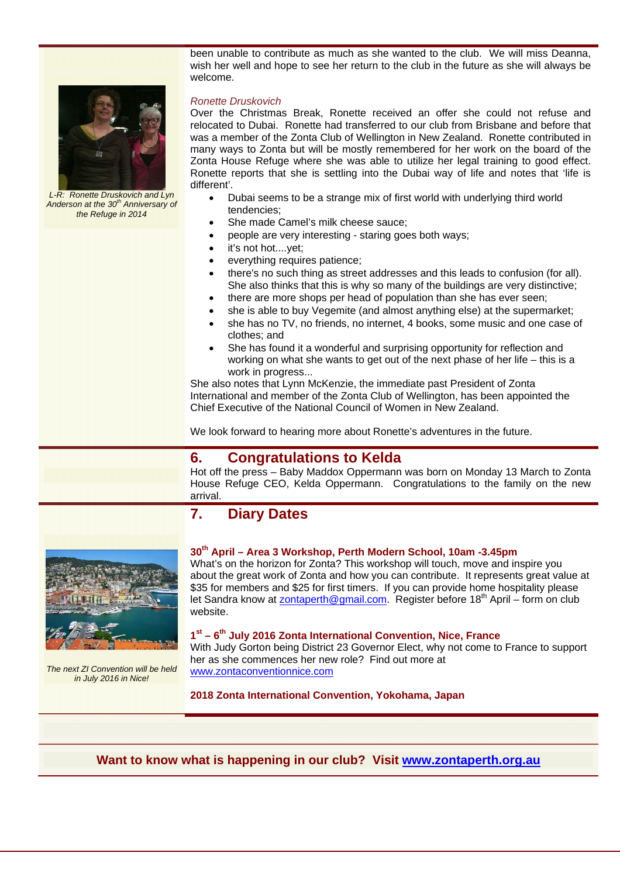been unable to contribute as much as she wanted to the club. We will miss Deanna, wish her well and hope to see her return to the club in the future as she will always be welcome.

L-R: Ronette Druskovich and Lyn Anderson at the 30th Anniversary of the Refuge in 2014

*Ronette Druskovich*

Over the Christmas Break, Ronette received an offer she could not refuse and relocated to Dubai. Ronette had transferred to our club from Brisbane and before that was a member of the Zonta Club of Wellington in New Zealand. Ronette contributed in many ways to Zonta but will be mostly remembered for her work on the board of the Zonta House Refuge where she was able to utilize her legal training to good effect. Ronette reports that she is settling into the Dubai way of life and notes that 'life is different'.

- Dubai seems to be a strange mix of first world with underlying third world tendencies;
- She made Camel's milk cheese sauce;
- people are very interesting - staring goes both ways;
- it's not hot....yet;
- everything requires patience;
- there's no such thing as street addresses and this leads to confusion (for all). She also thinks that this is why so many of the buildings are very distinctive;
- there are more shops per head of population than she has ever seen;
- she is able to buy Vegemite (and almost anything else) at the supermarket;
- she has no TV, no friends, no internet, 4 books, some music and one case of clothes; and
- She has found it a wonderful and surprising opportunity for reflection and working on what she wants to get out of the next phase of her life – this is a work in progress...

She also notes that Lynn McKenzie, the immediate past President of Zonta International and member of the Zonta Club of Wellington, has been appointed the Chief Executive of the National Council of Women in New Zealand.

We look forward to hearing more about Ronette's adventures in the future.

## 6. Congratulations to Kelda

Hot off the press – Baby Maddox Oppermann was born on Monday 13 March to Zonta House Refuge CEO, Kelda Oppermann. Congratulations to the family on the new arrival.

## 7. Diary Dates

**30th April – Area 3 Workshop, Perth Modern School, 10am -3.45pm**

What's on the horizon for Zonta? This workshop will touch, move and inspire you about the great work of Zonta and how you can contribute. It represents great value at $35 for members and $25 for first timers. If you can provide home hospitality please let Sandra know at zontaperth@gmail.com. Register before 18th April – form on club website.

**1st – 6th July 2016 Zonta International Convention, Nice, France**

With Judy Gorton being District 23 Governor Elect, why not come to France to support her as she commences her new role? Find out more at www.zontaconventionnice.com

The next ZI Convention will be held in July 2016 in Nice!

**2018 Zonta International Convention, Yokohama, Japan**

**Want to know what is happening in our club? Visit www.zontaperth.org.au**